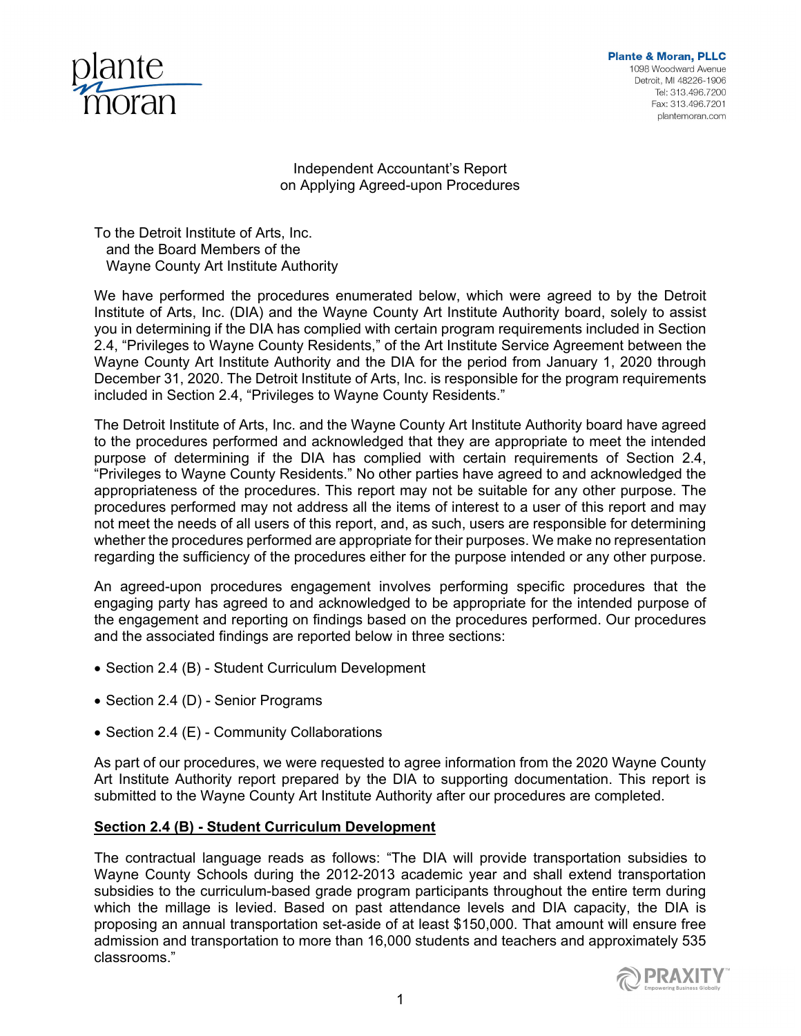Plante & Moran, PLLC
1098 Woodward Avenue
Detroit, MI 48226-1906
Tel: 313.496.7200
Fax: 313.496.7201
plantemoran.com

# Independent Accountant's Report on Applying Agreed-upon Procedures

To the Detroit Institute of Arts, Inc.
and the Board Members of the
Wayne County Art Institute Authority

We have performed the procedures enumerated below, which were agreed to by the Detroit Institute of Arts, Inc. (DIA) and the Wayne County Art Institute Authority board, solely to assist you in determining if the DIA has complied with certain program requirements included in Section 2.4, "Privileges to Wayne County Residents," of the Art Institute Service Agreement between the Wayne County Art Institute Authority and the DIA for the period from January 1, 2020 through December 31, 2020. The Detroit Institute of Arts, Inc. is responsible for the program requirements included in Section 2.4, "Privileges to Wayne County Residents."

The Detroit Institute of Arts, Inc. and the Wayne County Art Institute Authority board have agreed to the procedures performed and acknowledged that they are appropriate to meet the intended purpose of determining if the DIA has complied with certain requirements of Section 2.4, "Privileges to Wayne County Residents." No other parties have agreed to and acknowledged the appropriateness of the procedures. This report may not be suitable for any other purpose. The procedures performed may not address all the items of interest to a user of this report and may not meet the needs of all users of this report, and, as such, users are responsible for determining whether the procedures performed are appropriate for their purposes. We make no representation regarding the sufficiency of the procedures either for the purpose intended or any other purpose.

An agreed-upon procedures engagement involves performing specific procedures that the engaging party has agreed to and acknowledged to be appropriate for the intended purpose of the engagement and reporting on findings based on the procedures performed. Our procedures and the associated findings are reported below in three sections:

- Section 2.4 (B) - Student Curriculum Development
- Section 2.4 (D) - Senior Programs
- Section 2.4 (E) - Community Collaborations

As part of our procedures, we were requested to agree information from the 2020 Wayne County Art Institute Authority report prepared by the DIA to supporting documentation. This report is submitted to the Wayne County Art Institute Authority after our procedures are completed.

## Section 2.4 (B) - Student Curriculum Development

The contractual language reads as follows: "The DIA will provide transportation subsidies to Wayne County Schools during the 2012-2013 academic year and shall extend transportation subsidies to the curriculum-based grade program participants throughout the entire term during which the millage is levied. Based on past attendance levels and DIA capacity, the DIA is proposing an annual transportation set-aside of at least $150,000. That amount will ensure free admission and transportation to more than 16,000 students and teachers and approximately 535 classrooms."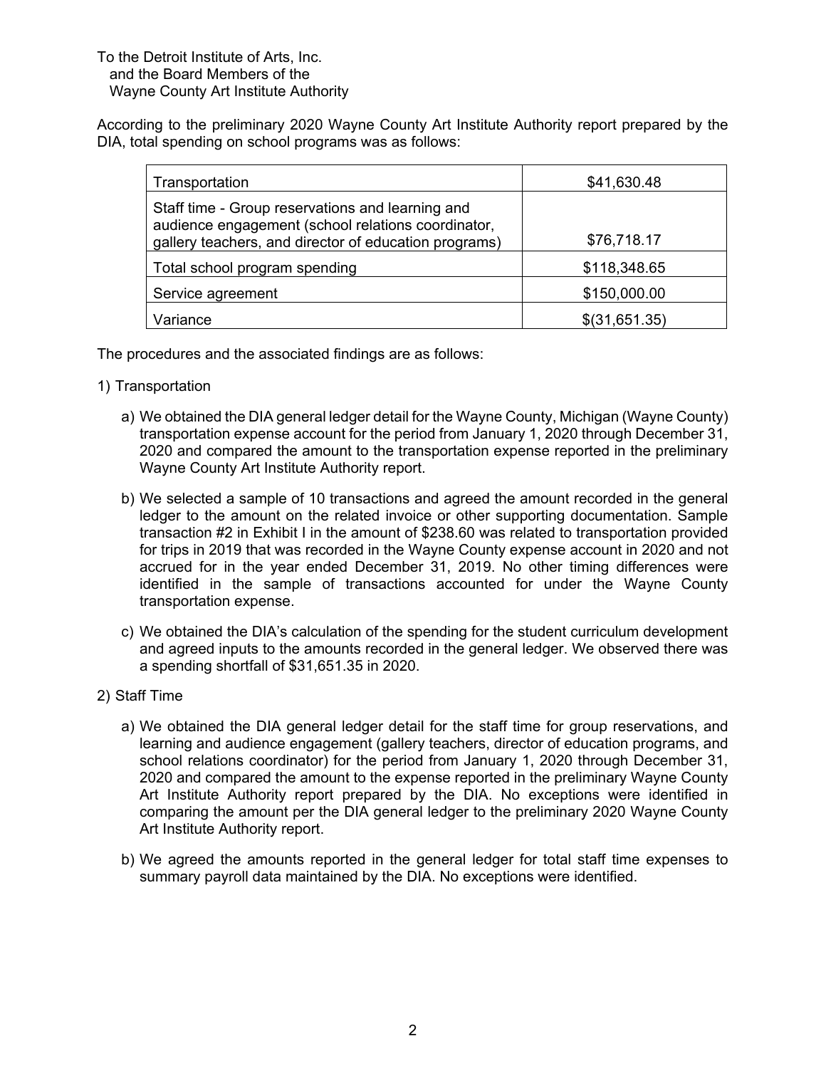To the Detroit Institute of Arts, Inc.
and the Board Members of the
Wayne County Art Institute Authority

According to the preliminary 2020 Wayne County Art Institute Authority report prepared by the DIA, total spending on school programs was as follows:

| | |
|---|---|
| Transportation | $41,630.48 |
| Staff time - Group reservations and learning and audience engagement (school relations coordinator, gallery teachers, and director of education programs) | $76,718.17 |
| Total school program spending | $118,348.65 |
| Service agreement | $150,000.00 |
| Variance | $(31,651.35) |

The procedures and the associated findings are as follows:

1) Transportation

a) We obtained the DIA general ledger detail for the Wayne County, Michigan (Wayne County) transportation expense account for the period from January 1, 2020 through December 31, 2020 and compared the amount to the transportation expense reported in the preliminary Wayne County Art Institute Authority report.

b) We selected a sample of 10 transactions and agreed the amount recorded in the general ledger to the amount on the related invoice or other supporting documentation. Sample transaction #2 in Exhibit I in the amount of $238.60 was related to transportation provided for trips in 2019 that was recorded in the Wayne County expense account in 2020 and not accrued for in the year ended December 31, 2019. No other timing differences were identified in the sample of transactions accounted for under the Wayne County transportation expense.

c) We obtained the DIA's calculation of the spending for the student curriculum development and agreed inputs to the amounts recorded in the general ledger. We observed there was a spending shortfall of $31,651.35 in 2020.

2) Staff Time

a) We obtained the DIA general ledger detail for the staff time for group reservations, and learning and audience engagement (gallery teachers, director of education programs, and school relations coordinator) for the period from January 1, 2020 through December 31, 2020 and compared the amount to the expense reported in the preliminary Wayne County Art Institute Authority report prepared by the DIA. No exceptions were identified in comparing the amount per the DIA general ledger to the preliminary 2020 Wayne County Art Institute Authority report.

b) We agreed the amounts reported in the general ledger for total staff time expenses to summary payroll data maintained by the DIA. No exceptions were identified.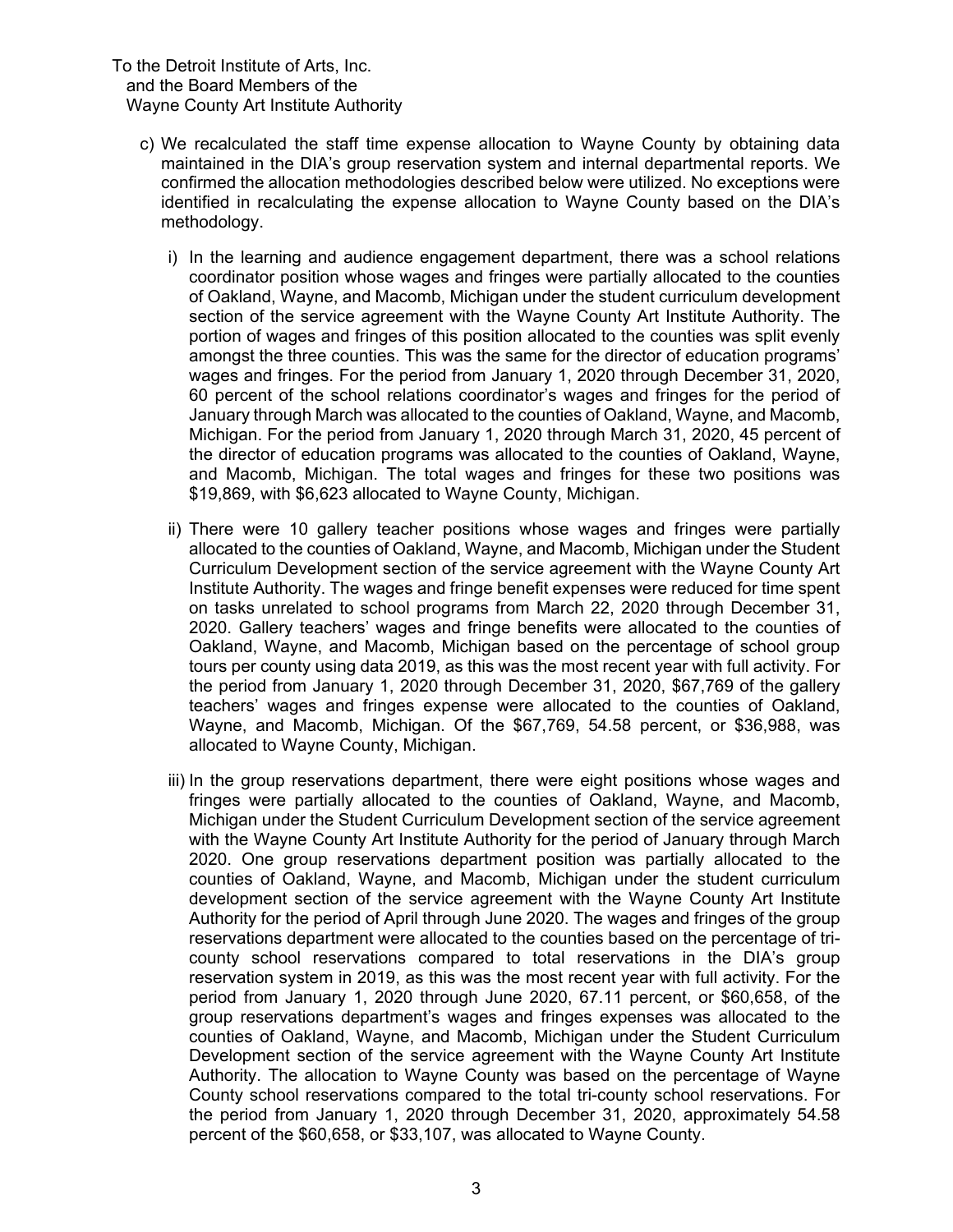To the Detroit Institute of Arts, Inc.
and the Board Members of the
Wayne County Art Institute Authority

c) We recalculated the staff time expense allocation to Wayne County by obtaining data maintained in the DIA's group reservation system and internal departmental reports. We confirmed the allocation methodologies described below were utilized. No exceptions were identified in recalculating the expense allocation to Wayne County based on the DIA's methodology.

   i) In the learning and audience engagement department, there was a school relations coordinator position whose wages and fringes were partially allocated to the counties of Oakland, Wayne, and Macomb, Michigan under the student curriculum development section of the service agreement with the Wayne County Art Institute Authority. The portion of wages and fringes of this position allocated to the counties was split evenly amongst the three counties. This was the same for the director of education programs' wages and fringes. For the period from January 1, 2020 through December 31, 2020, 60 percent of the school relations coordinator's wages and fringes for the period of January through March was allocated to the counties of Oakland, Wayne, and Macomb, Michigan. For the period from January 1, 2020 through March 31, 2020, 45 percent of the director of education programs was allocated to the counties of Oakland, Wayne, and Macomb, Michigan. The total wages and fringes for these two positions was $19,869, with $6,623 allocated to Wayne County, Michigan.

   ii) There were 10 gallery teacher positions whose wages and fringes were partially allocated to the counties of Oakland, Wayne, and Macomb, Michigan under the Student Curriculum Development section of the service agreement with the Wayne County Art Institute Authority. The wages and fringe benefit expenses were reduced for time spent on tasks unrelated to school programs from March 22, 2020 through December 31, 2020. Gallery teachers' wages and fringe benefits were allocated to the counties of Oakland, Wayne, and Macomb, Michigan based on the percentage of school group tours per county using data 2019, as this was the most recent year with full activity. For the period from January 1, 2020 through December 31, 2020, $67,769 of the gallery teachers' wages and fringes expense were allocated to the counties of Oakland, Wayne, and Macomb, Michigan. Of the $67,769, 54.58 percent, or $36,988, was allocated to Wayne County, Michigan.

   iii) In the group reservations department, there were eight positions whose wages and fringes were partially allocated to the counties of Oakland, Wayne, and Macomb, Michigan under the Student Curriculum Development section of the service agreement with the Wayne County Art Institute Authority for the period of January through March 2020. One group reservations department position was partially allocated to the counties of Oakland, Wayne, and Macomb, Michigan under the student curriculum development section of the service agreement with the Wayne County Art Institute Authority for the period of April through June 2020. The wages and fringes of the group reservations department were allocated to the counties based on the percentage of tri-county school reservations compared to total reservations in the DIA's group reservation system in 2019, as this was the most recent year with full activity. For the period from January 1, 2020 through June 2020, 67.11 percent, or $60,658, of the group reservations department's wages and fringes expenses was allocated to the counties of Oakland, Wayne, and Macomb, Michigan under the Student Curriculum Development section of the service agreement with the Wayne County Art Institute Authority. The allocation to Wayne County was based on the percentage of Wayne County school reservations compared to the total tri-county school reservations. For the period from January 1, 2020 through December 31, 2020, approximately 54.58 percent of the $60,658, or $33,107, was allocated to Wayne County.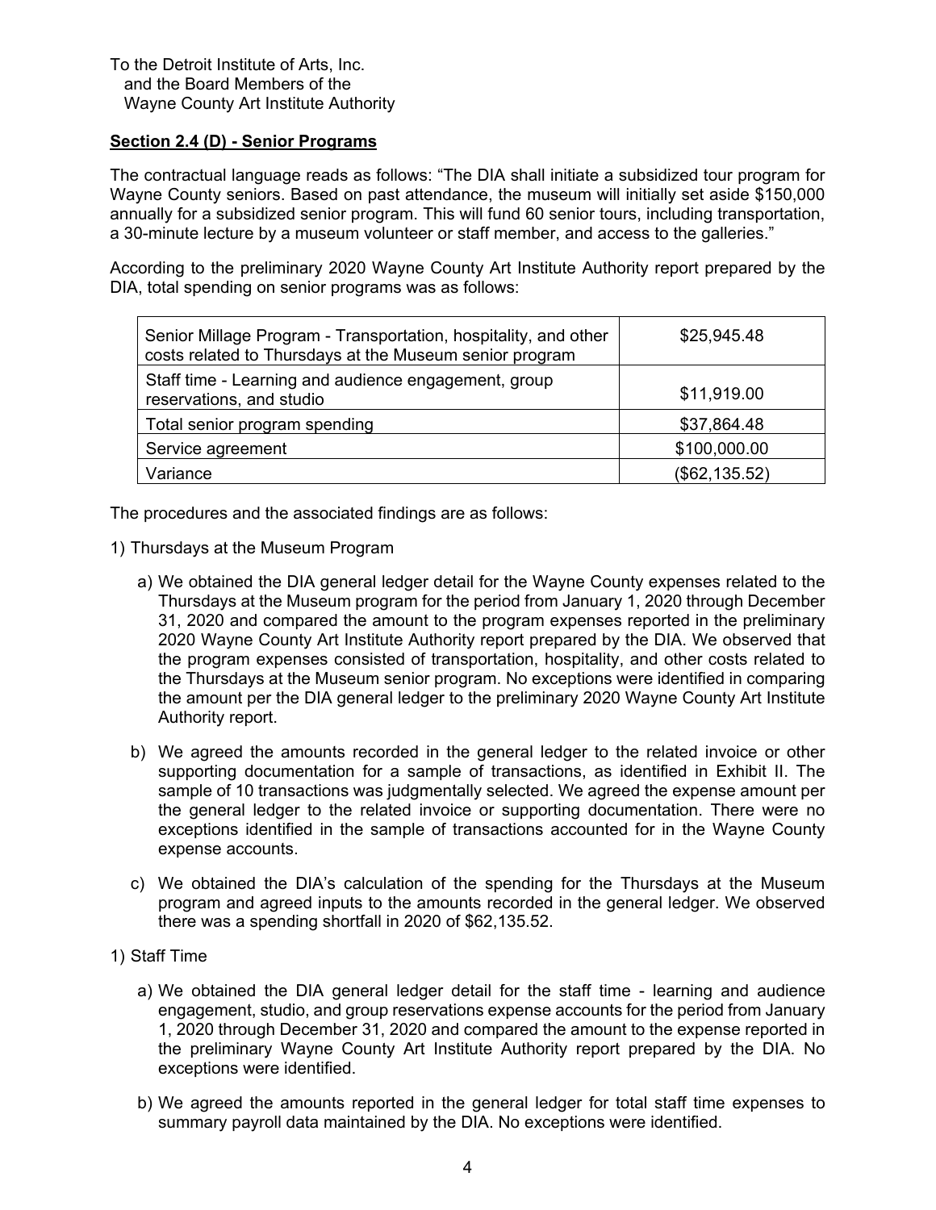To the Detroit Institute of Arts, Inc.
and the Board Members of the
Wayne County Art Institute Authority

**Section 2.4 (D) - Senior Programs**

The contractual language reads as follows: "The DIA shall initiate a subsidized tour program for Wayne County seniors. Based on past attendance, the museum will initially set aside $150,000 annually for a subsidized senior program. This will fund 60 senior tours, including transportation, a 30-minute lecture by a museum volunteer or staff member, and access to the galleries."

According to the preliminary 2020 Wayne County Art Institute Authority report prepared by the DIA, total spending on senior programs was as follows:

| | |
|---|---|
| Senior Millage Program - Transportation, hospitality, and other costs related to Thursdays at the Museum senior program | $25,945.48 |
| Staff time - Learning and audience engagement, group reservations, and studio | $11,919.00 |
| Total senior program spending | $37,864.48 |
| Service agreement | $100,000.00 |
| Variance | ($62,135.52) |

The procedures and the associated findings are as follows:

1) Thursdays at the Museum Program

   a) We obtained the DIA general ledger detail for the Wayne County expenses related to the Thursdays at the Museum program for the period from January 1, 2020 through December 31, 2020 and compared the amount to the program expenses reported in the preliminary 2020 Wayne County Art Institute Authority report prepared by the DIA. We observed that the program expenses consisted of transportation, hospitality, and other costs related to the Thursdays at the Museum senior program. No exceptions were identified in comparing the amount per the DIA general ledger to the preliminary 2020 Wayne County Art Institute Authority report.

   b) We agreed the amounts recorded in the general ledger to the related invoice or other supporting documentation for a sample of transactions, as identified in Exhibit II. The sample of 10 transactions was judgmentally selected. We agreed the expense amount per the general ledger to the related invoice or supporting documentation. There were no exceptions identified in the sample of transactions accounted for in the Wayne County expense accounts.

   c) We obtained the DIA's calculation of the spending for the Thursdays at the Museum program and agreed inputs to the amounts recorded in the general ledger. We observed there was a spending shortfall in 2020 of $62,135.52.

1) Staff Time

   a) We obtained the DIA general ledger detail for the staff time - learning and audience engagement, studio, and group reservations expense accounts for the period from January 1, 2020 through December 31, 2020 and compared the amount to the expense reported in the preliminary Wayne County Art Institute Authority report prepared by the DIA. No exceptions were identified.

   b) We agreed the amounts reported in the general ledger for total staff time expenses to summary payroll data maintained by the DIA. No exceptions were identified.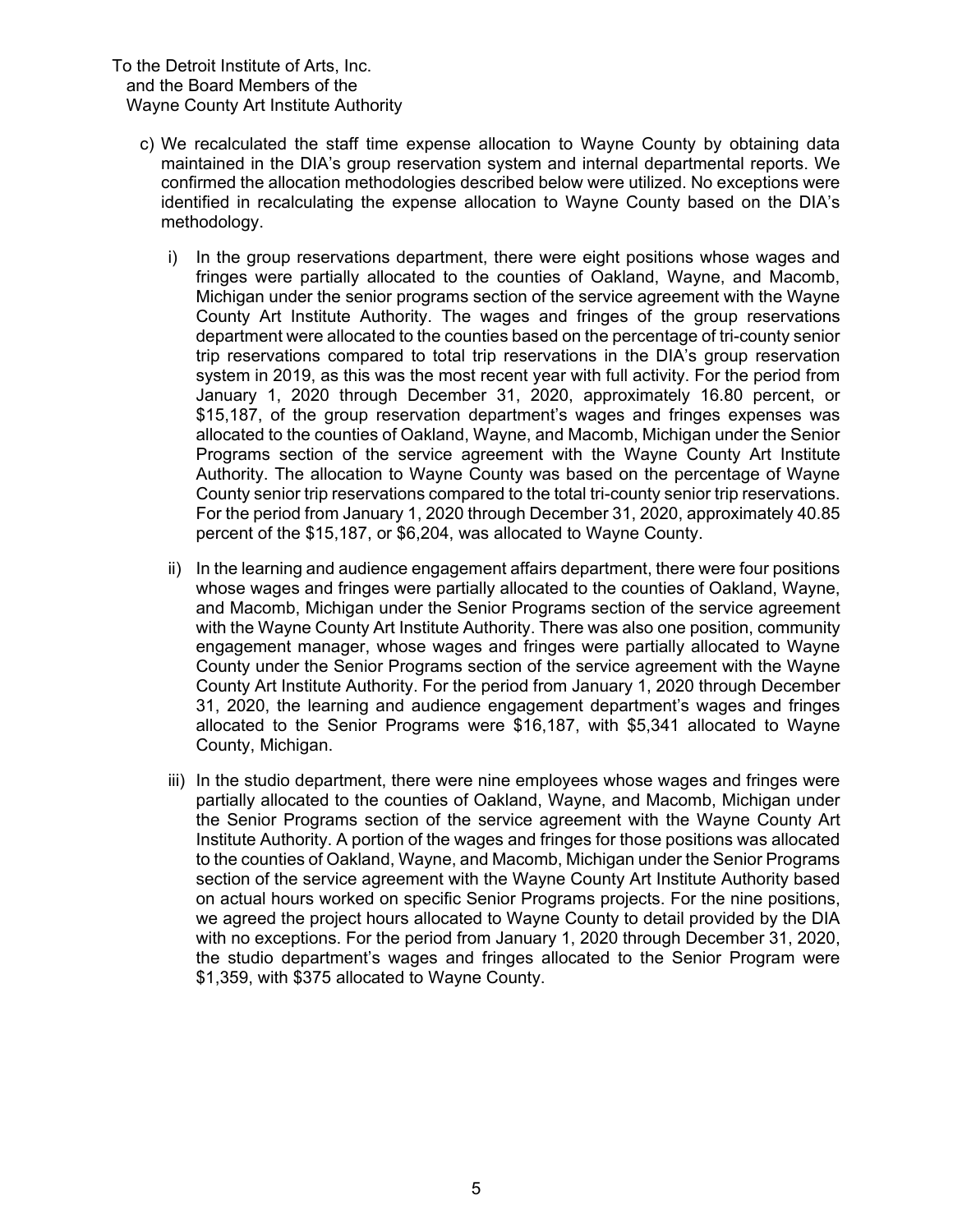To the Detroit Institute of Arts, Inc.
and the Board Members of the
Wayne County Art Institute Authority

c) We recalculated the staff time expense allocation to Wayne County by obtaining data maintained in the DIA's group reservation system and internal departmental reports. We confirmed the allocation methodologies described below were utilized. No exceptions were identified in recalculating the expense allocation to Wayne County based on the DIA's methodology.

   i) In the group reservations department, there were eight positions whose wages and fringes were partially allocated to the counties of Oakland, Wayne, and Macomb, Michigan under the senior programs section of the service agreement with the Wayne County Art Institute Authority. The wages and fringes of the group reservations department were allocated to the counties based on the percentage of tri-county senior trip reservations compared to total trip reservations in the DIA's group reservation system in 2019, as this was the most recent year with full activity. For the period from January 1, 2020 through December 31, 2020, approximately 16.80 percent, or $15,187, of the group reservation department's wages and fringes expenses was allocated to the counties of Oakland, Wayne, and Macomb, Michigan under the Senior Programs section of the service agreement with the Wayne County Art Institute Authority. The allocation to Wayne County was based on the percentage of Wayne County senior trip reservations compared to the total tri-county senior trip reservations. For the period from January 1, 2020 through December 31, 2020, approximately 40.85 percent of the $15,187, or $6,204, was allocated to Wayne County.

   ii) In the learning and audience engagement affairs department, there were four positions whose wages and fringes were partially allocated to the counties of Oakland, Wayne, and Macomb, Michigan under the Senior Programs section of the service agreement with the Wayne County Art Institute Authority. There was also one position, community engagement manager, whose wages and fringes were partially allocated to Wayne County under the Senior Programs section of the service agreement with the Wayne County Art Institute Authority. For the period from January 1, 2020 through December 31, 2020, the learning and audience engagement department's wages and fringes allocated to the Senior Programs were $16,187, with $5,341 allocated to Wayne County, Michigan.

   iii) In the studio department, there were nine employees whose wages and fringes were partially allocated to the counties of Oakland, Wayne, and Macomb, Michigan under the Senior Programs section of the service agreement with the Wayne County Art Institute Authority. A portion of the wages and fringes for those positions was allocated to the counties of Oakland, Wayne, and Macomb, Michigan under the Senior Programs section of the service agreement with the Wayne County Art Institute Authority based on actual hours worked on specific Senior Programs projects. For the nine positions, we agreed the project hours allocated to Wayne County to detail provided by the DIA with no exceptions. For the period from January 1, 2020 through December 31, 2020, the studio department's wages and fringes allocated to the Senior Program were $1,359, with $375 allocated to Wayne County.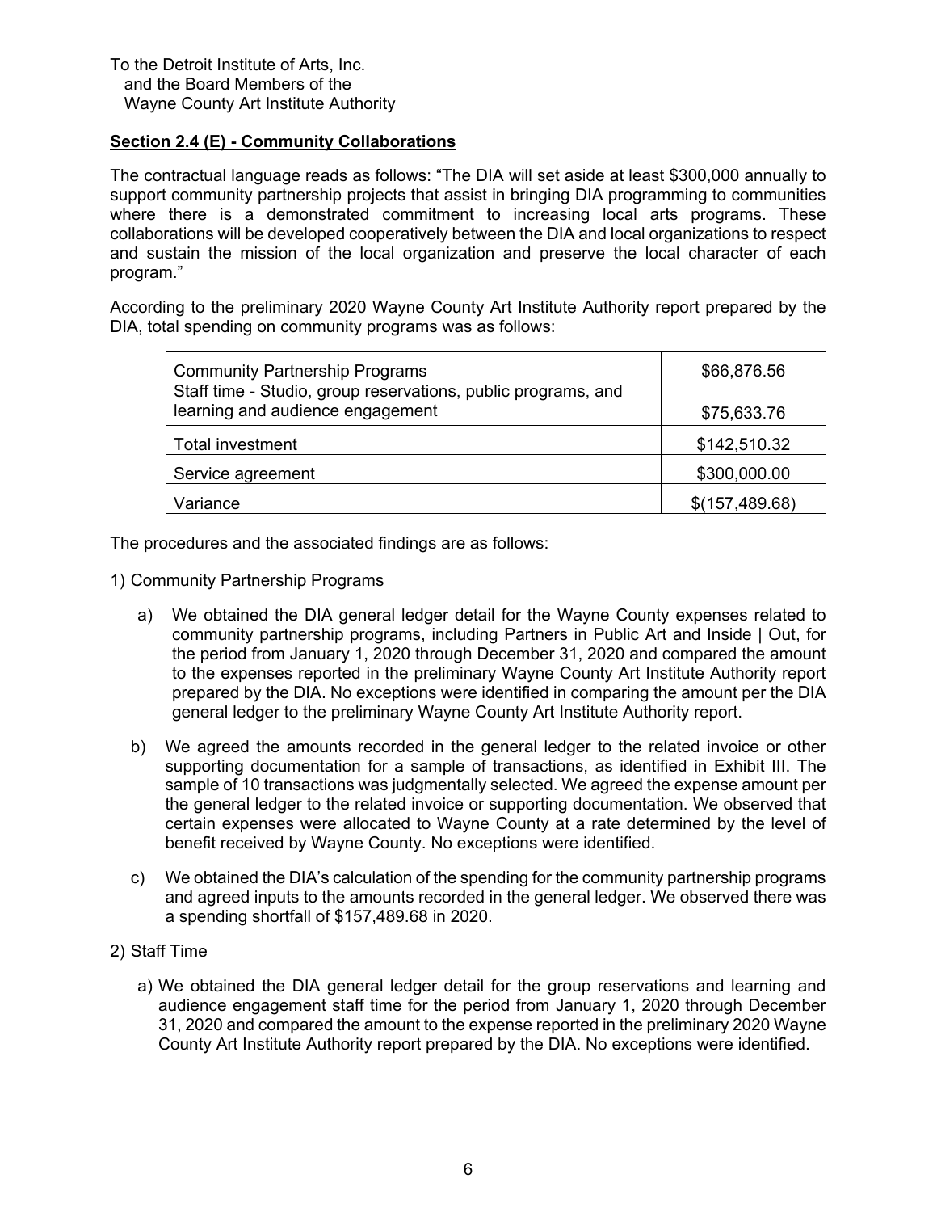To the Detroit Institute of Arts, Inc.
and the Board Members of the
Wayne County Art Institute Authority

**Section 2.4 (E) - Community Collaborations**

The contractual language reads as follows: "The DIA will set aside at least $300,000 annually to support community partnership projects that assist in bringing DIA programming to communities where there is a demonstrated commitment to increasing local arts programs. These collaborations will be developed cooperatively between the DIA and local organizations to respect and sustain the mission of the local organization and preserve the local character of each program."

According to the preliminary 2020 Wayne County Art Institute Authority report prepared by the DIA, total spending on community programs was as follows:

| | |
|---|---|
| Community Partnership Programs | $66,876.56 |
| Staff time - Studio, group reservations, public programs, and learning and audience engagement | $75,633.76 |
| Total investment | $142,510.32 |
| Service agreement | $300,000.00 |
| Variance | $(157,489.68) |

The procedures and the associated findings are as follows:

1) Community Partnership Programs

   a) We obtained the DIA general ledger detail for the Wayne County expenses related to community partnership programs, including Partners in Public Art and Inside | Out, for the period from January 1, 2020 through December 31, 2020 and compared the amount to the expenses reported in the preliminary Wayne County Art Institute Authority report prepared by the DIA. No exceptions were identified in comparing the amount per the DIA general ledger to the preliminary Wayne County Art Institute Authority report.

   b) We agreed the amounts recorded in the general ledger to the related invoice or other supporting documentation for a sample of transactions, as identified in Exhibit III. The sample of 10 transactions was judgmentally selected. We agreed the expense amount per the general ledger to the related invoice or supporting documentation. We observed that certain expenses were allocated to Wayne County at a rate determined by the level of benefit received by Wayne County. No exceptions were identified.

   c) We obtained the DIA's calculation of the spending for the community partnership programs and agreed inputs to the amounts recorded in the general ledger. We observed there was a spending shortfall of $157,489.68 in 2020.

2) Staff Time

   a) We obtained the DIA general ledger detail for the group reservations and learning and audience engagement staff time for the period from January 1, 2020 through December 31, 2020 and compared the amount to the expense reported in the preliminary 2020 Wayne County Art Institute Authority report prepared by the DIA. No exceptions were identified.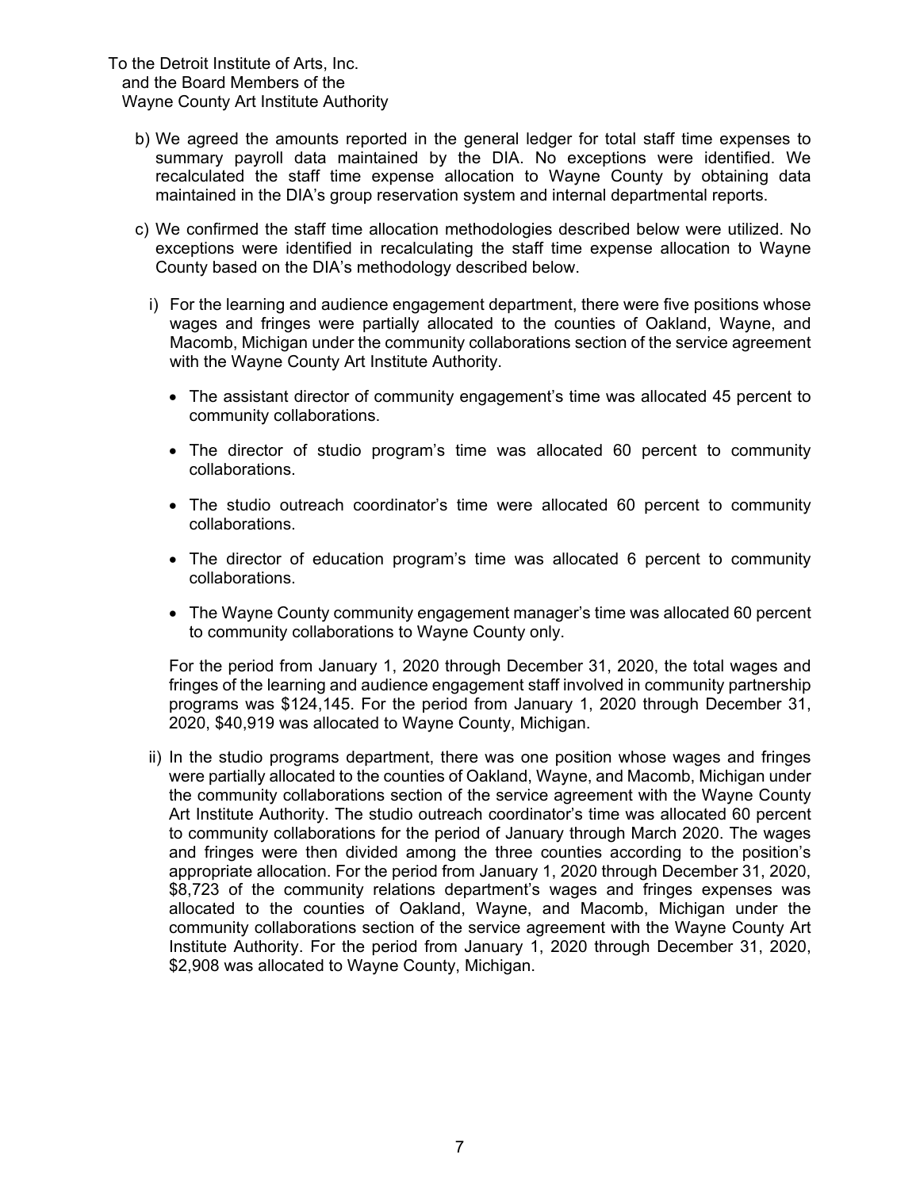To the Detroit Institute of Arts, Inc.
and the Board Members of the
Wayne County Art Institute Authority

b) We agreed the amounts reported in the general ledger for total staff time expenses to summary payroll data maintained by the DIA. No exceptions were identified. We recalculated the staff time expense allocation to Wayne County by obtaining data maintained in the DIA's group reservation system and internal departmental reports.

c) We confirmed the staff time allocation methodologies described below were utilized. No exceptions were identified in recalculating the staff time expense allocation to Wayne County based on the DIA's methodology described below.

   i) For the learning and audience engagement department, there were five positions whose wages and fringes were partially allocated to the counties of Oakland, Wayne, and Macomb, Michigan under the community collaborations section of the service agreement with the Wayne County Art Institute Authority.

      - The assistant director of community engagement's time was allocated 45 percent to community collaborations.
      - The director of studio program's time was allocated 60 percent to community collaborations.
      - The studio outreach coordinator's time were allocated 60 percent to community collaborations.
      - The director of education program's time was allocated 6 percent to community collaborations.
      - The Wayne County community engagement manager's time was allocated 60 percent to community collaborations to Wayne County only.

      For the period from January 1, 2020 through December 31, 2020, the total wages and fringes of the learning and audience engagement staff involved in community partnership programs was $124,145. For the period from January 1, 2020 through December 31, 2020, $40,919 was allocated to Wayne County, Michigan.

   ii) In the studio programs department, there was one position whose wages and fringes were partially allocated to the counties of Oakland, Wayne, and Macomb, Michigan under the community collaborations section of the service agreement with the Wayne County Art Institute Authority. The studio outreach coordinator's time was allocated 60 percent to community collaborations for the period of January through March 2020. The wages and fringes were then divided among the three counties according to the position's appropriate allocation. For the period from January 1, 2020 through December 31, 2020, $8,723 of the community relations department's wages and fringes expenses was allocated to the counties of Oakland, Wayne, and Macomb, Michigan under the community collaborations section of the service agreement with the Wayne County Art Institute Authority. For the period from January 1, 2020 through December 31, 2020, $2,908 was allocated to Wayne County, Michigan.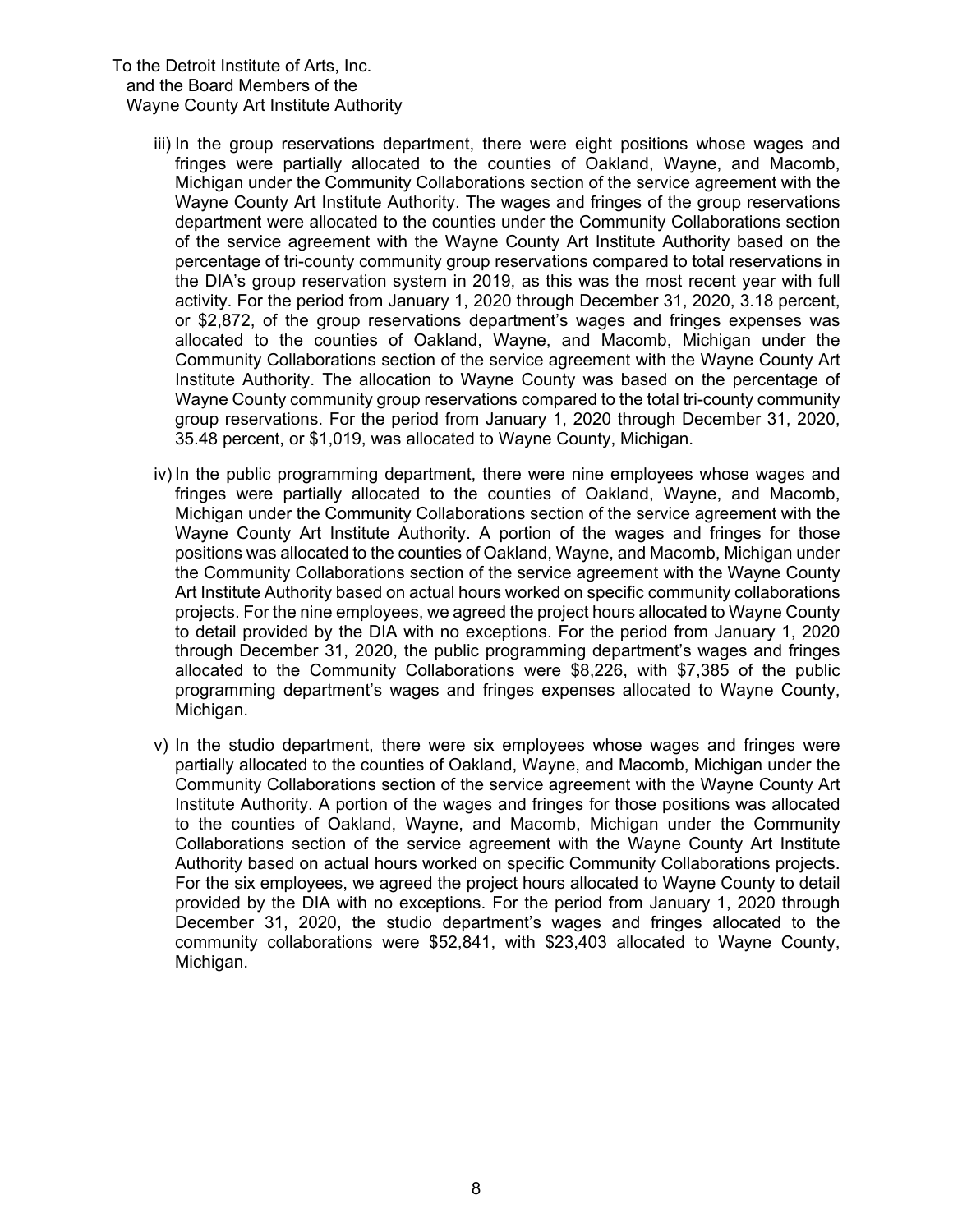To the Detroit Institute of Arts, Inc.
and the Board Members of the
Wayne County Art Institute Authority

iii) In the group reservations department, there were eight positions whose wages and fringes were partially allocated to the counties of Oakland, Wayne, and Macomb, Michigan under the Community Collaborations section of the service agreement with the Wayne County Art Institute Authority. The wages and fringes of the group reservations department were allocated to the counties under the Community Collaborations section of the service agreement with the Wayne County Art Institute Authority based on the percentage of tri-county community group reservations compared to total reservations in the DIA's group reservation system in 2019, as this was the most recent year with full activity. For the period from January 1, 2020 through December 31, 2020, 3.18 percent, or $2,872, of the group reservations department's wages and fringes expenses was allocated to the counties of Oakland, Wayne, and Macomb, Michigan under the Community Collaborations section of the service agreement with the Wayne County Art Institute Authority. The allocation to Wayne County was based on the percentage of Wayne County community group reservations compared to the total tri-county community group reservations. For the period from January 1, 2020 through December 31, 2020, 35.48 percent, or $1,019, was allocated to Wayne County, Michigan.

iv) In the public programming department, there were nine employees whose wages and fringes were partially allocated to the counties of Oakland, Wayne, and Macomb, Michigan under the Community Collaborations section of the service agreement with the Wayne County Art Institute Authority. A portion of the wages and fringes for those positions was allocated to the counties of Oakland, Wayne, and Macomb, Michigan under the Community Collaborations section of the service agreement with the Wayne County Art Institute Authority based on actual hours worked on specific community collaborations projects. For the nine employees, we agreed the project hours allocated to Wayne County to detail provided by the DIA with no exceptions. For the period from January 1, 2020 through December 31, 2020, the public programming department's wages and fringes allocated to the Community Collaborations were $8,226, with $7,385 of the public programming department's wages and fringes expenses allocated to Wayne County, Michigan.

v) In the studio department, there were six employees whose wages and fringes were partially allocated to the counties of Oakland, Wayne, and Macomb, Michigan under the Community Collaborations section of the service agreement with the Wayne County Art Institute Authority. A portion of the wages and fringes for those positions was allocated to the counties of Oakland, Wayne, and Macomb, Michigan under the Community Collaborations section of the service agreement with the Wayne County Art Institute Authority based on actual hours worked on specific Community Collaborations projects. For the six employees, we agreed the project hours allocated to Wayne County to detail provided by the DIA with no exceptions. For the period from January 1, 2020 through December 31, 2020, the studio department's wages and fringes allocated to the community collaborations were $52,841, with $23,403 allocated to Wayne County, Michigan.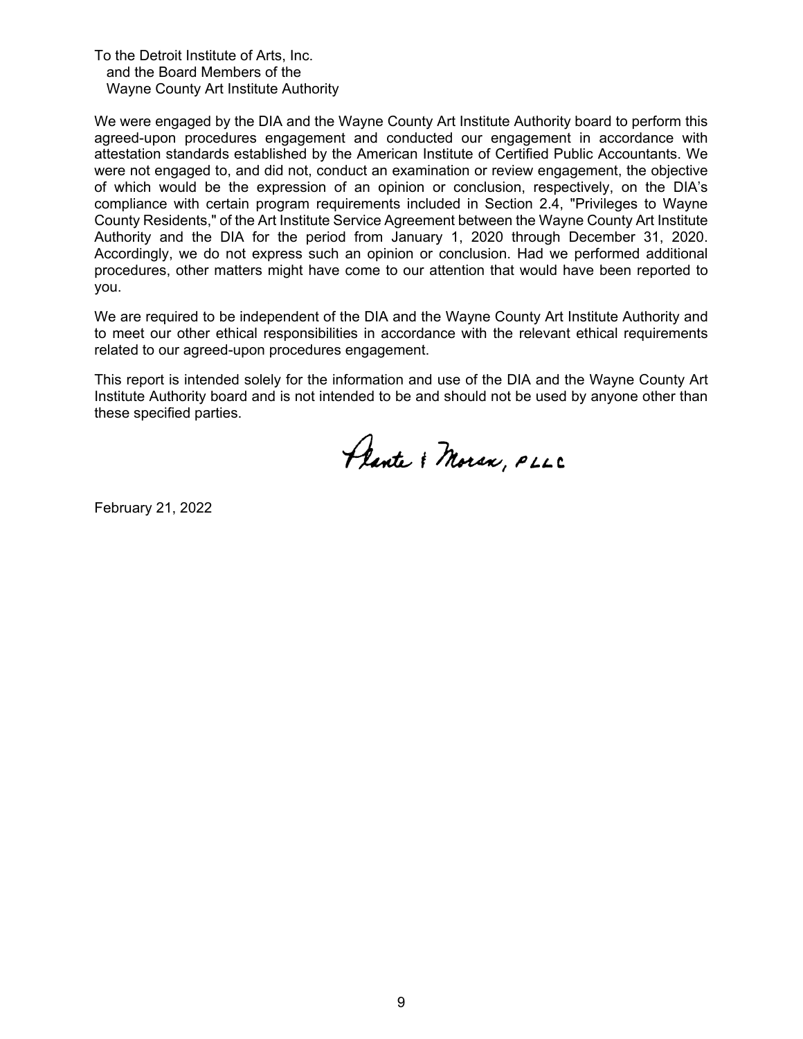To the Detroit Institute of Arts, Inc.
and the Board Members of the
Wayne County Art Institute Authority

We were engaged by the DIA and the Wayne County Art Institute Authority board to perform this agreed-upon procedures engagement and conducted our engagement in accordance with attestation standards established by the American Institute of Certified Public Accountants. We were not engaged to, and did not, conduct an examination or review engagement, the objective of which would be the expression of an opinion or conclusion, respectively, on the DIA's compliance with certain program requirements included in Section 2.4, "Privileges to Wayne County Residents," of the Art Institute Service Agreement between the Wayne County Art Institute Authority and the DIA for the period from January 1, 2020 through December 31, 2020. Accordingly, we do not express such an opinion or conclusion. Had we performed additional procedures, other matters might have come to our attention that would have been reported to you.

We are required to be independent of the DIA and the Wayne County Art Institute Authority and to meet our other ethical responsibilities in accordance with the relevant ethical requirements related to our agreed-upon procedures engagement.

This report is intended solely for the information and use of the DIA and the Wayne County Art Institute Authority board and is not intended to be and should not be used by anyone other than these specified parties.

Plante & Moran, PLLC

February 21, 2022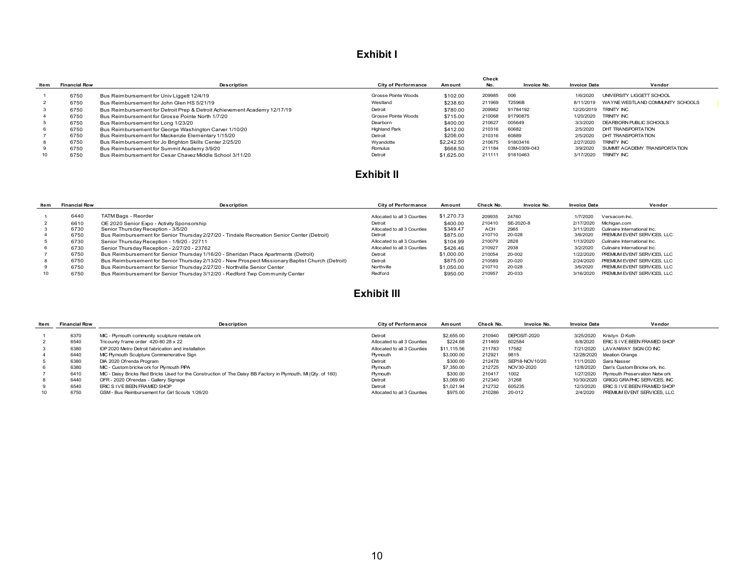## Exhibit I

| Item | Financial Row | Description | City of Performance | Amount | Check No. | Invoice No. | Invoice Date | Vendor |
|---|---|---|---|---|---|---|---|---|
| 1 | 6750 | Bus Reimbursement for Univ Liggett 12/4/19 | Grosse Pointe Woods | $102.00 | 209985 | 006 | 1/6/2020 | UNIVERSITY LIGGETT SCHOOL |
| 2 | 6750 | Bus Reimbursement for John Glen HS 5/21/19 | Westland | $238.60 | 211969 | T2596B | 8/11/2019 | WAYNE WESTLAND COMMUNITY SCHOOLS |
| 3 | 6750 | Bus Reimbursement for Detroit Prep & Detroit Achievement Academy 12/17/19 | Detroit | $780.00 | 209982 | 91784192 | 12/20/2019 | TRINITY INC |
| 4 | 6750 | Bus Reimbursement for Grosse Pointe North 1/7/20 | Grosse Pointe Woods | $715.00 | 210068 | 91790875 | 1/20/2020 | TRINITY INC |
| 5 | 6750 | Bus Reimbursement for Long 1/23/20 | Dearborn | $400.00 | 210627 | 005649 | 3/3/2020 | DEARBORN PUBLIC SCHOOLS |
| 6 | 6750 | Bus Reimbursement for George Washington Carver 1/10/20 | Highland Park | $412.00 | 210316 | 60682 | 2/5/2020 | DHT TRANSPORTATION |
| 7 | 6750 | Bus Reimbursement for Mackenzie Elementary 1/15/20 | Detroit | $206.00 | 210316 | 60889 | 2/5/2020 | DHT TRANSPORTATION |
| 8 | 6750 | Bus Reimbursement for Jo Brighton Skills Center 2/25/20 | Wyandotte | $2,242.50 | 210675 | 91803416 | 2/27/2020 | TRINITY INC |
| 9 | 6750 | Bus Reimbursement for Summit Academy 3/9/20 | Romulus | $668.50 | 211184 | 03M-0309-043 | 3/9/2020 | SUMMIT ACADEMY TRANSPORTATION |
| 10 | 6750 | Bus Reimbursement for Cesar Chavez Middle School 3/11/20 | Detroit | $1,625.00 | 211111 | 91810463 | 3/17/2020 | TRINITY INC |

## Exhibit II

| Item | Financial Row | Description | City of Performance | Amount | Check No. | Invoice No. | Invoice Date | Vendor |
|---|---|---|---|---|---|---|---|---|
| 1 | 6440 | TATM Bags - Reorder | Allocated to all 3 Counties | $1,270.73 | 209935 | 24760 | 1/7/2020 | Versacom Inc. |
| 2 | 6610 | OE 2020 Senior Expo - Activity Sponsorship | Detroit | $400.00 | 210410 | SE-2020-8 | 2/17/2020 | Michigan.com |
| 3 | 6730 | Senior Thursday Reception - 3/5/20 | Allocated to all 3 Counties | $349.47 | ACH | 2965 | 3/11/2020 | Culinaire International Inc. |
| 4 | 6750 | Bus Reimbursement for Senior Thursday 2/27/20 - Tindale Recreation Senior Center (Detroit) | Detroit | $875.00 | 210710 | 20-028 | 3/6/2020 | PREMIUM EVENT SERVICES, LLC |
| 5 | 6730 | Senior Thursday Reception - 1/9/20 - 22711 | Allocated to all 3 Counties | $104.99 | 210079 | 2828 | 1/13/2020 | Culinaire International Inc. |
| 6 | 6730 | Senior Thursday Reception - 2/27/20 - 23762 | Allocated to all 3 Counties | $426.46 | 210927 | 2938 | 3/2/2020 | Culinaire International Inc. |
| 7 | 6750 | Bus Reimbursement for Senior Thursday 1/16/20 - Sheridan Place Apartments (Detroit) | Detroit | $1,000.00 | 210054 | 20-002 | 1/22/2020 | PREMIUM EVENT SERVICES, LLC |
| 8 | 6750 | Bus Reimbursement for Senior Thursday 2/13/20 - New Prospect Missionary Baptist Church (Detroit) | Detroit | $875.00 | 210589 | 20-020 | 2/24/2020 | PREMIUM EVENT SERVICES, LLC |
| 9 | 6750 | Bus Reimbursement for Senior Thursday 2/27/20 - Northville Senior Center | Northville | $1,050.00 | 210710 | 20-028 | 3/6/2020 | PREMIUM EVENT SERVICES, LLC |
| 10 | 6750 | Bus Reimbursement for Senior Thursday 3/12/20 - Redford Twp Community Center | Redford | $950.00 | 210957 | 20-033 | 3/16/2020 | PREMIUM EVENT SERVICES, LLC |

## Exhibit III

| Item | Financial Row | Description | City of Performance | Amount | Check No. | Invoice No. | Invoice Date | Vendor |
|---|---|---|---|---|---|---|---|---|
| 1 | 6370 | MIC - Plymouth community sculpture metalwork | Detroit | $2,655.00 | 210940 | DEPOSIT-2020 | 3/25/2020 | Kristyn D Koth |
| 2 | 6540 | Tricounty frame order 420-80 28 x 22 | Allocated to all 3 Counties | $224.68 | 211469 | 602584 | 6/8/2020 | ERIC S I VE BEEN FRAMED SHOP |
| 3 | 6380 | IOP 2020 Metro Detroit fabrication and installation | Allocated to all 3 Counties | $11,115.56 | 211783 | 17582 | 7/21/2020 | LAVANWAY SIGN CO INC |
| 4 | 6440 | MIC Plymouth Sculpture Commemorative Sign | Plymouth | $3,000.00 | 212921 | 9815 | 12/28/2020 | Ideation Orange |
| 5 | 6380 | DIA 2020 Ofrenda Program | Detroit | $300.00 | 212478 | SEP18-NOV10/20 | 11/1/2020 | Sara Nasser |
| 6 | 6380 | MIC - Custom brickwork for Plymouth PIPA | Plymouth | $7,350.00 | 212725 | NOV30-2020 | 12/8/2020 | Dan's Custom Brickwork, Inc. |
| 7 | 6410 | MIC - Daisy Bricks Red Bricks Used for the Construction of The Daisy BB Factory in Plymouth, MI (Qty. of 160) | Plymouth | $300.00 | 210417 | 1002 | 1/27/2020 | Plymouth Preservation Network |
| 8 | 6440 | OFR - 2020 Ofrendas - Gallery Signage | Detroit | $3,069.60 | 212340 | 31268 | 10/30/2020 | GRIGG GRAPHIC SERVICES, INC |
| 9 | 6540 | ERIC S I VE BEEN FRAMED SHOP | Detroit | $1,021.94 | 212732 | 605235 | 12/3/2020 | ERIC S I VE BEEN FRAMED SHOP |
| 10 | 6750 | GSM - Bus Reimbursement for Girl Scouts 1/26/20 | Allocated to all 3 Counties | $975.00 | 210286 | 20-012 | 2/4/2020 | PREMIUM EVENT SERVICES, LLC |